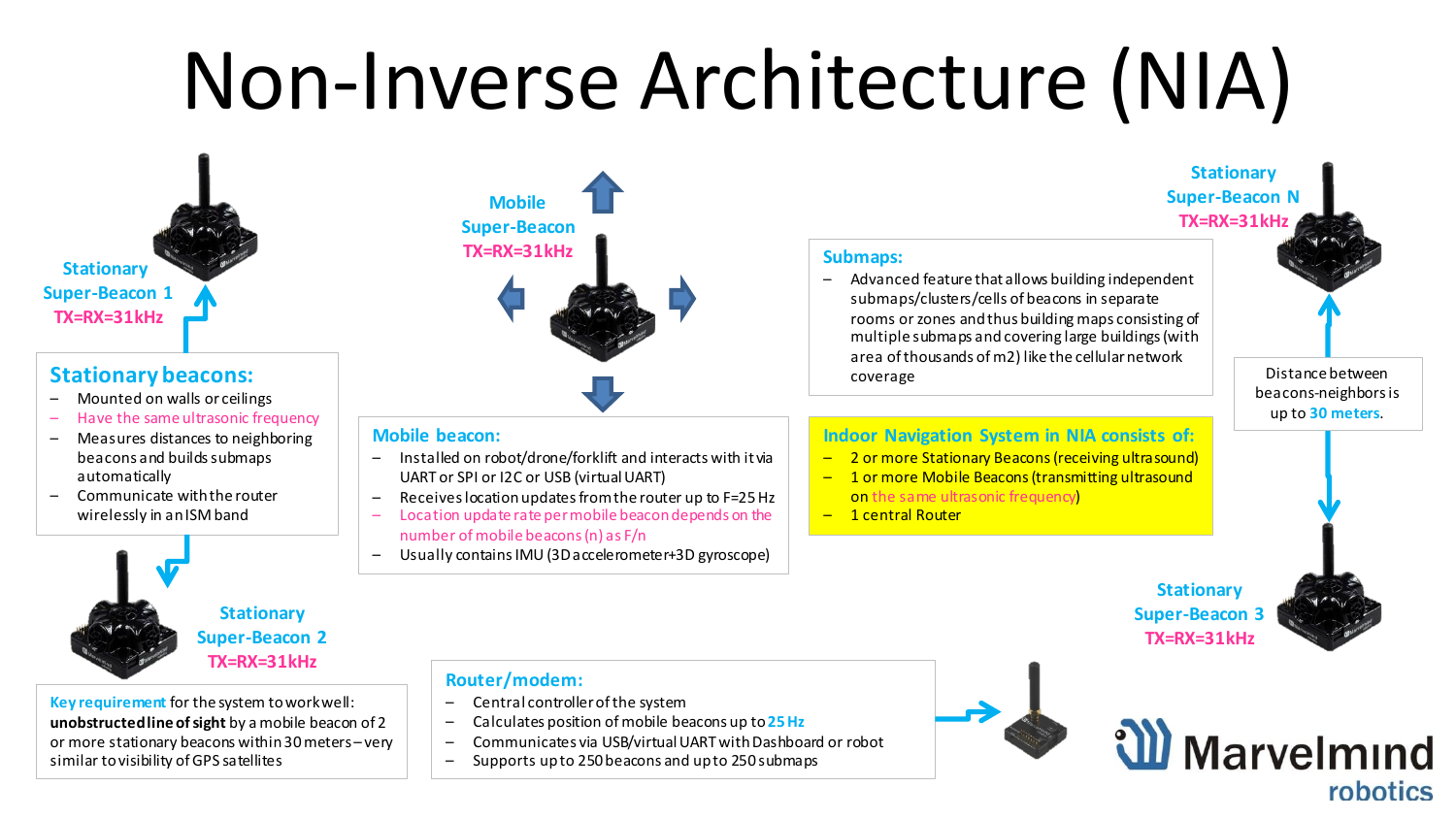# Non-Inverse Architecture (NIA)

**Stationary Super-Beacon 1**
TX=RX=31kHz

**Mobile Super-Beacon**
TX=RX=31kHz

**Stationary Super-Beacon N**
TX=RX=31kHz

## Stationary beacons:

- Mounted on walls or ceilings
- Have the same ultrasonic frequency
- Measures distances to neighboring beacons and builds submaps automatically
- Communicate with the router wirelessly in an ISM band

## Mobile beacon:

- Installed on robot/drone/forklift and interacts with it via UART or SPI or I2C or USB (virtual UART)
- Receives location updates from the router up to F=25 Hz
- Location update rate per mobile beacon depends on the number of mobile beacons (n) as F/n
- Usually contains IMU (3D accelerometer+3D gyroscope)

## Submaps:

- Advanced feature that allows building independent submaps/clusters/cells of beacons in separate rooms or zones and thus building maps consisting of multiple submaps and covering large buildings (with area of thousands of m2) like the cellular network coverage

Distance between beacons-neighbors is up to 30 meters.

## Indoor Navigation System in NIA consists of:

- 2 or more Stationary Beacons (receiving ultrasound)
- 1 or more Mobile Beacons (transmitting ultrasound on the same ultrasonic frequency)
- 1 central Router

**Stationary Super-Beacon 2**
TX=RX=31kHz

**Stationary Super-Beacon 3**
TX=RX=31kHz

**Key requirement** for the system to work well: **unobstructed line of sight** by a mobile beacon of 2 or more stationary beacons within 30 meters – very similar to visibility of GPS satellites

## Router/modem:

- Central controller of the system
- Calculates position of mobile beacons up to 25 Hz
- Communicates via USB/virtual UART with Dashboard or robot
- Supports up to 250 beacons and up to 250 submaps

Marvelmind robotics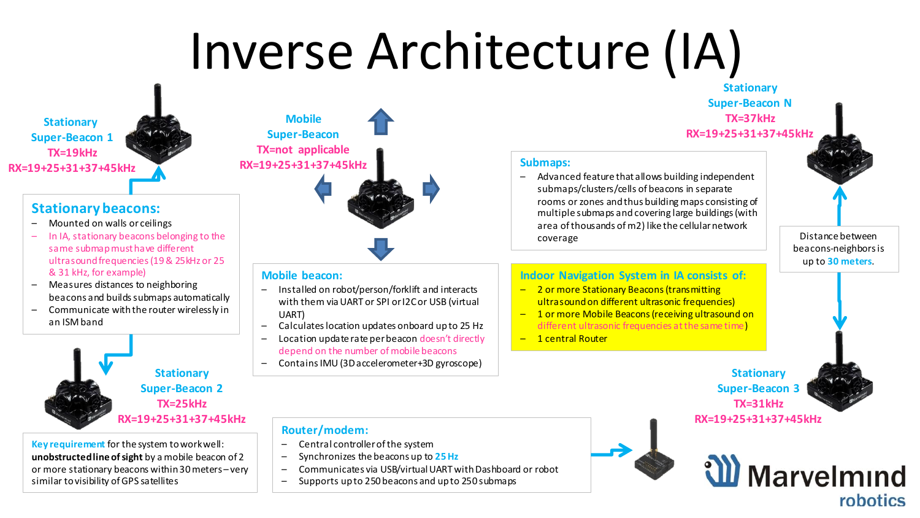# Inverse Architecture (IA)

**Stationary Super-Beacon 1**
TX=19kHz
RX=19+25+31+37+45kHz

**Mobile Super-Beacon**
TX=not applicable
RX=19+25+31+37+45kHz

**Stationary Super-Beacon N**
TX=37kHz
RX=19+25+31+37+45kHz

## Stationary beacons:

- Mounted on walls or ceilings
- In IA, stationary beacons belonging to the same submap must have different ultrasound frequencies (19 & 25kHz or 25 & 31 kHz, for example)
- Measures distances to neighboring beacons and builds submaps automatically
- Communicate with the router wirelessly in an ISM band

## Mobile beacon:

- Installed on robot/person/forklift and interacts with them via UART or SPI or I2C or USB (virtual UART)
- Calculates location updates onboard up to 25 Hz
- Location update rate per beacon doesn't directly depend on the number of mobile beacons
- Contains IMU (3D accelerometer+3D gyroscope)

## Submaps:

- Advanced feature that allows building independent submaps/clusters/cells of beacons in separate rooms or zones and thus building maps consisting of multiple submaps and covering large buildings (with area of thousands of m2) like the cellular network coverage

Distance between beacons-neighbors is up to 30 meters.

## Indoor Navigation System in IA consists of:

- 2 or more Stationary Beacons (transmitting ultrasound on different ultrasonic frequencies)
- 1 or more Mobile Beacons (receiving ultrasound on different ultrasonic frequencies at the same time)
- 1 central Router

**Stationary Super-Beacon 2**
TX=25kHz
RX=19+25+31+37+45kHz

**Stationary Super-Beacon 3**
TX=31kHz
RX=19+25+31+37+45kHz

**Key requirement** for the system to work well: **unobstructed line of sight** by a mobile beacon of 2 or more stationary beacons within 30 meters – very similar to visibility of GPS satellites

## Router/modem:

- Central controller of the system
- Synchronizes the beacons up to 25 Hz
- Communicates via USB/virtual UART with Dashboard or robot
- Supports up to 250 beacons and up to 250 submaps

Marvelmind robotics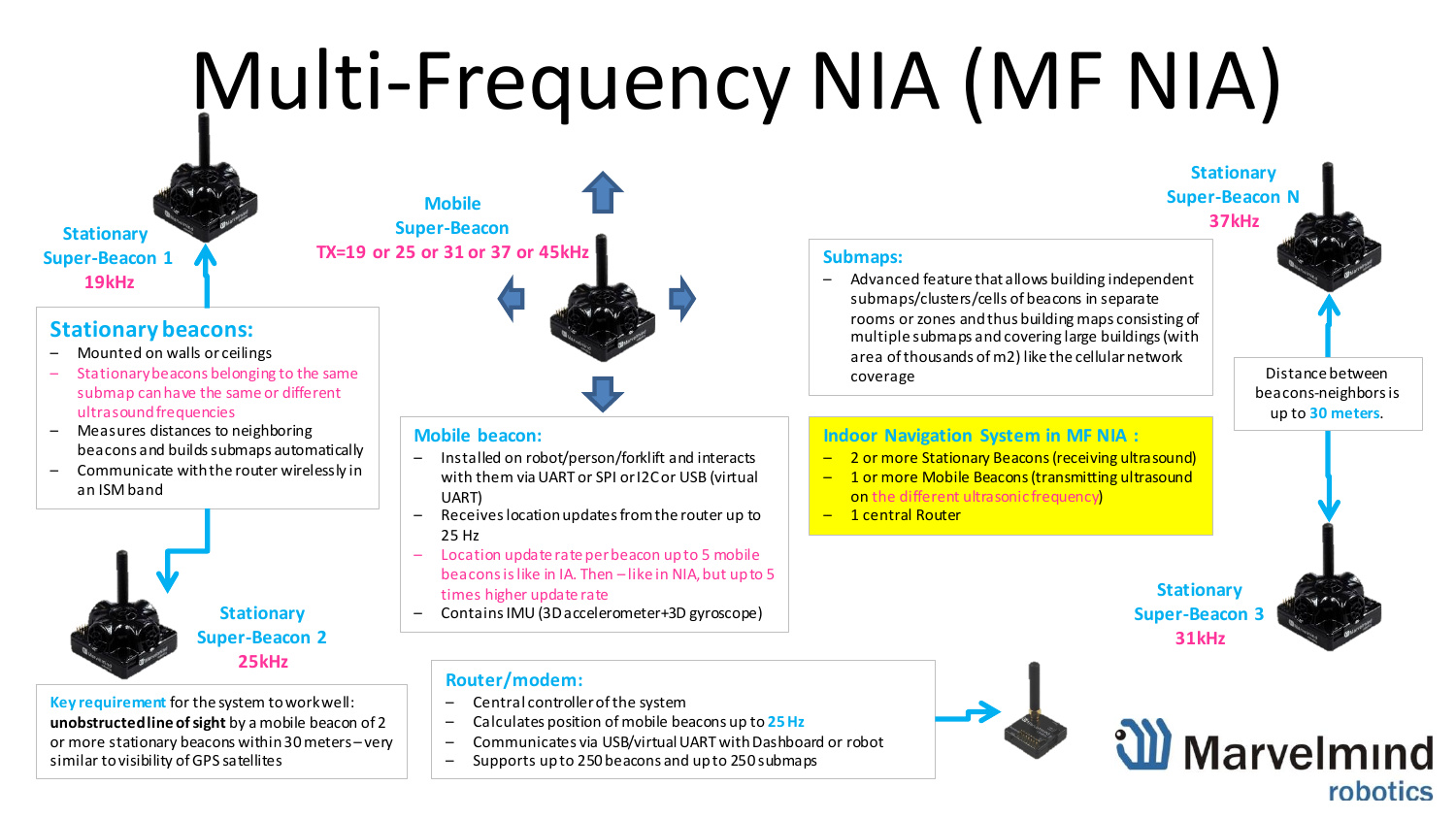# Multi-Frequency NIA (MF NIA)

Stationary Super-Beacon 1
19kHz

Mobile Super-Beacon
TX=19 or 25 or 31 or 37 or 45kHz

Stationary Super-Beacon N
37kHz

## Stationary beacons:

- Mounted on walls or ceilings
- Stationary beacons belonging to the same submap can have the same or different ultrasound frequencies
- Measures distances to neighboring beacons and builds submaps automatically
- Communicate with the router wirelessly in an ISM band

## Mobile beacon:

- Installed on robot/person/forklift and interacts with them via UART or SPI or I2C or USB (virtual UART)
- Receives location updates from the router up to 25 Hz
- Location update rate per beacon up to 5 mobile beacons is like in IA. Then – like in NIA, but up to 5 times higher update rate
- Contains IMU (3D accelerometer+3D gyroscope)

## Submaps:

- Advanced feature that allows building independent submaps/clusters/cells of beacons in separate rooms or zones and thus building maps consisting of multiple submaps and covering large buildings (with area of thousands of m2) like the cellular network coverage

Distance between beacons-neighbors is up to 30 meters.

## Indoor Navigation System in MF NIA :

- 2 or more Stationary Beacons (receiving ultrasound)
- 1 or more Mobile Beacons (transmitting ultrasound on the different ultrasonic frequency)
- 1 central Router

Stationary Super-Beacon 2
25kHz

Stationary Super-Beacon 3
31kHz

**Key requirement** for the system to work well: **unobstructed line of sight** by a mobile beacon of 2 or more stationary beacons within 30 meters – very similar to visibility of GPS satellites

## Router/modem:

- Central controller of the system
- Calculates position of mobile beacons up to 25 Hz
- Communicates via USB/virtual UART with Dashboard or robot
- Supports up to 250 beacons and up to 250 submaps

Marvelmind robotics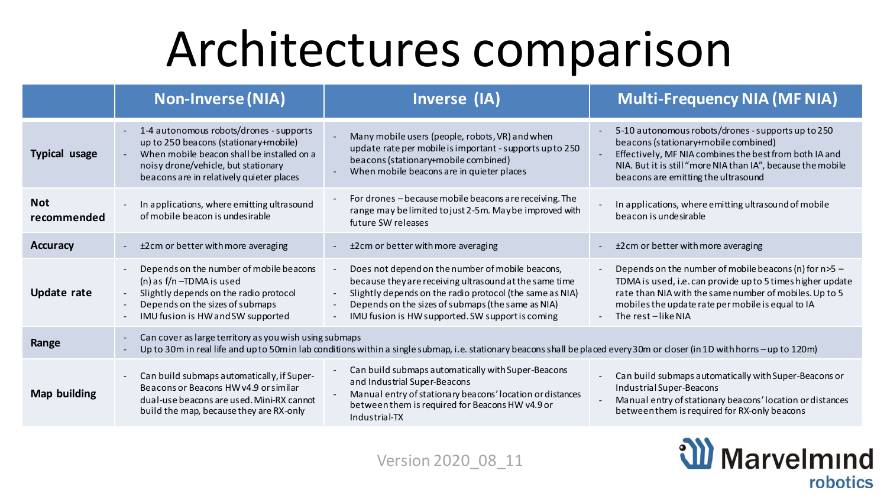# Architectures comparison

| | Non-Inverse (NIA) | Inverse (IA) | Multi-Frequency NIA (MF NIA) |
|---|---|---|---|
| **Typical usage** | - 1-4 autonomous robots/drones - supports up to 250 beacons (stationary+mobile)<br>- When mobile beacon shall be installed on a noisy drone/vehicle, but stationary beacons are in relatively quieter places | - Many mobile users (people, robots, VR) and when update rate per mobile is important - supports up to 250 beacons (stationary+mobile combined)<br>- When mobile beacons are in quieter places | - 5-10 autonomous robots/drones - supports up to 250 beacons (stationary+mobile combined)<br>- Effectively, MF NIA combines the best from both IA and NIA. But it is still "more NIA than IA", because the mobile beacons are emitting the ultrasound |
| **Not recommended** | - In applications, where emitting ultrasound of mobile beacon is undesirable | - For drones – because mobile beacons are receiving. The range may be limited to just 2-5m. May be improved with future SW releases | - In applications, where emitting ultrasound of mobile beacon is undesirable |
| **Accuracy** | - ±2cm or better with more averaging | - ±2cm or better with more averaging | - ±2cm or better with more averaging |
| **Update rate** | - Depends on the number of mobile beacons (n) as f/n –TDMA is used<br>- Slightly depends on the radio protocol<br>- Depends on the sizes of submaps<br>- IMU fusion is HW and SW supported | - Does not depend on the number of mobile beacons, because they are receiving ultrasound at the same time<br>- Slightly depends on the radio protocol (the same as NIA)<br>- Depends on the sizes of submaps (the same as NIA)<br>- IMU fusion is HW supported. SW support is coming | - Depends on the number of mobile beacons (n) for n>5 – TDMA is used, i.e. can provide up to 5 times higher update rate than NIA with the same number of mobiles. Up to 5 mobiles the update rate per mobile is equal to IA<br>- The rest – like NIA |
| **Range** | - Can cover as large territory as you wish using submaps<br>- Up to 30m in real life and up to 50m in lab conditions within a single submap, i.e. stationary beacons shall be placed every 30m or closer (in 1D with horns – up to 120m) | | |
| **Map building** | - Can build submaps automatically, if Super-Beacons or Beacons HW v4.9 or similar dual-use beacons are used. Mini-RX cannot build the map, because they are RX-only | - Can build submaps automatically with Super-Beacons and Industrial Super-Beacons<br>- Manual entry of stationary beacons' location or distances between them is required for Beacons HW v4.9 or Industrial-TX | - Can build submaps automatically with Super-Beacons or Industrial Super-Beacons<br>- Manual entry of stationary beacons' location or distances between them is required for RX-only beacons |

Version 2020_08_11

Marvelmind robotics